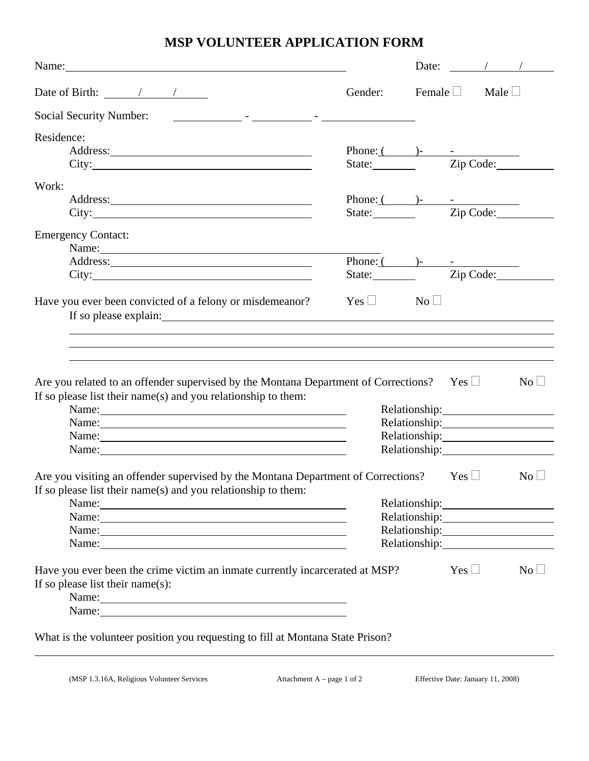# MSP VOLUNTEER APPLICATION FORM

Name:\_\_\_\_\_\_\_\_\_\_\_\_\_\_\_\_\_\_\_\_\_\_\_\_\_\_\_\_\_\_\_\_\_\_\_\_\_\_\_\_ Date: \_\_\_\_/\_\_\_\_/\_\_\_\_

Date of Birth: \_\_\_\_/\_\_\_\_/\_\_\_\_ Gender: Female ☐ Male ☐

Social Security Number: \_\_\_\_\_\_\_\_ - \_\_\_\_\_\_\_ - \_\_\_\_\_\_\_\_\_\_

Residence:

Address:\_\_\_\_\_\_\_\_\_\_\_\_\_\_\_\_\_\_\_\_\_\_\_\_\_\_\_\_\_\_ Phone: (\_\_\_\_)-\_\_\_\_-\_\_\_\_\_\_\_

City:\_\_\_\_\_\_\_\_\_\_\_\_\_\_\_\_\_\_\_\_\_\_\_\_\_\_\_\_\_\_\_\_\_ State:\_\_\_\_\_\_ Zip Code:\_\_\_\_\_\_\_\_

Work:

Address:\_\_\_\_\_\_\_\_\_\_\_\_\_\_\_\_\_\_\_\_\_\_\_\_\_\_\_\_\_\_ Phone: (\_\_\_\_)-\_\_\_\_-\_\_\_\_\_\_\_

City:\_\_\_\_\_\_\_\_\_\_\_\_\_\_\_\_\_\_\_\_\_\_\_\_\_\_\_\_\_\_\_\_\_ State:\_\_\_\_\_\_ Zip Code:\_\_\_\_\_\_\_\_

Emergency Contact:

Name:\_\_\_\_\_\_\_\_\_\_\_\_\_\_\_\_\_\_\_\_\_\_\_\_\_\_\_\_\_\_\_\_\_\_\_\_\_\_\_

Address:\_\_\_\_\_\_\_\_\_\_\_\_\_\_\_\_\_\_\_\_\_\_\_\_\_\_\_\_\_\_ Phone: (\_\_\_\_)-\_\_\_\_-\_\_\_\_\_\_\_

City:\_\_\_\_\_\_\_\_\_\_\_\_\_\_\_\_\_\_\_\_\_\_\_\_\_\_\_\_\_\_\_\_\_ State:\_\_\_\_\_\_ Zip Code:\_\_\_\_\_\_\_\_

Have you ever been convicted of a felony or misdemeanor? Yes ☐ No ☐

If so please explain:\_\_\_\_\_\_\_\_\_\_\_\_\_\_\_\_\_\_\_\_\_\_\_\_\_\_\_\_\_\_\_\_\_\_\_\_\_\_\_\_\_\_\_\_\_\_\_\_\_\_\_\_\_

\_\_\_\_\_\_\_\_\_\_\_\_\_\_\_\_\_\_\_\_\_\_\_\_\_\_\_\_\_\_\_\_\_\_\_\_\_\_\_\_\_\_\_\_\_\_\_\_\_\_\_\_\_\_\_\_\_\_\_\_\_\_\_\_\_\_\_\_\_\_\_\_

\_\_\_\_\_\_\_\_\_\_\_\_\_\_\_\_\_\_\_\_\_\_\_\_\_\_\_\_\_\_\_\_\_\_\_\_\_\_\_\_\_\_\_\_\_\_\_\_\_\_\_\_\_\_\_\_\_\_\_\_\_\_\_\_\_\_\_\_\_\_\_\_

\_\_\_\_\_\_\_\_\_\_\_\_\_\_\_\_\_\_\_\_\_\_\_\_\_\_\_\_\_\_\_\_\_\_\_\_\_\_\_\_\_\_\_\_\_\_\_\_\_\_\_\_\_\_\_\_\_\_\_\_\_\_\_\_\_\_\_\_\_\_\_\_

Are you related to an offender supervised by the Montana Department of Corrections? Yes ☐ No ☐

If so please list their name(s) and you relationship to them:

Name:\_\_\_\_\_\_\_\_\_\_\_\_\_\_\_\_\_\_\_\_\_\_\_\_\_\_\_\_\_\_\_\_\_\_\_\_ Relationship:\_\_\_\_\_\_\_\_\_\_\_\_\_\_\_\_

Name:\_\_\_\_\_\_\_\_\_\_\_\_\_\_\_\_\_\_\_\_\_\_\_\_\_\_\_\_\_\_\_\_\_\_\_\_ Relationship:\_\_\_\_\_\_\_\_\_\_\_\_\_\_\_\_

Name:\_\_\_\_\_\_\_\_\_\_\_\_\_\_\_\_\_\_\_\_\_\_\_\_\_\_\_\_\_\_\_\_\_\_\_\_ Relationship:\_\_\_\_\_\_\_\_\_\_\_\_\_\_\_\_

Name:\_\_\_\_\_\_\_\_\_\_\_\_\_\_\_\_\_\_\_\_\_\_\_\_\_\_\_\_\_\_\_\_\_\_\_\_ Relationship:\_\_\_\_\_\_\_\_\_\_\_\_\_\_\_\_

Are you visiting an offender supervised by the Montana Department of Corrections? Yes ☐ No ☐

If so please list their name(s) and you relationship to them:

Name:\_\_\_\_\_\_\_\_\_\_\_\_\_\_\_\_\_\_\_\_\_\_\_\_\_\_\_\_\_\_\_\_\_\_\_\_ Relationship:\_\_\_\_\_\_\_\_\_\_\_\_\_\_\_\_

Name:\_\_\_\_\_\_\_\_\_\_\_\_\_\_\_\_\_\_\_\_\_\_\_\_\_\_\_\_\_\_\_\_\_\_\_\_ Relationship:\_\_\_\_\_\_\_\_\_\_\_\_\_\_\_\_

Name:\_\_\_\_\_\_\_\_\_\_\_\_\_\_\_\_\_\_\_\_\_\_\_\_\_\_\_\_\_\_\_\_\_\_\_\_ Relationship:\_\_\_\_\_\_\_\_\_\_\_\_\_\_\_\_

Name:\_\_\_\_\_\_\_\_\_\_\_\_\_\_\_\_\_\_\_\_\_\_\_\_\_\_\_\_\_\_\_\_\_\_\_\_ Relationship:\_\_\_\_\_\_\_\_\_\_\_\_\_\_\_\_

Have you ever been the crime victim an inmate currently incarcerated at MSP? Yes ☐ No ☐

If so please list their name(s):

Name:\_\_\_\_\_\_\_\_\_\_\_\_\_\_\_\_\_\_\_\_\_\_\_\_\_\_\_\_\_\_\_\_\_\_\_\_

Name:\_\_\_\_\_\_\_\_\_\_\_\_\_\_\_\_\_\_\_\_\_\_\_\_\_\_\_\_\_\_\_\_\_\_\_\_

What is the volunteer position you requesting to fill at Montana State Prison?

\_\_\_\_\_\_\_\_\_\_\_\_\_\_\_\_\_\_\_\_\_\_\_\_\_\_\_\_\_\_\_\_\_\_\_\_\_\_\_\_\_\_\_\_\_\_\_\_\_\_\_\_\_\_\_\_\_\_\_\_\_\_\_\_\_\_\_\_\_\_\_\_

(MSP 1.3.16A, Religious Volunteer Services Attachment A – page 1 of 2 Effective Date: January 11, 2008)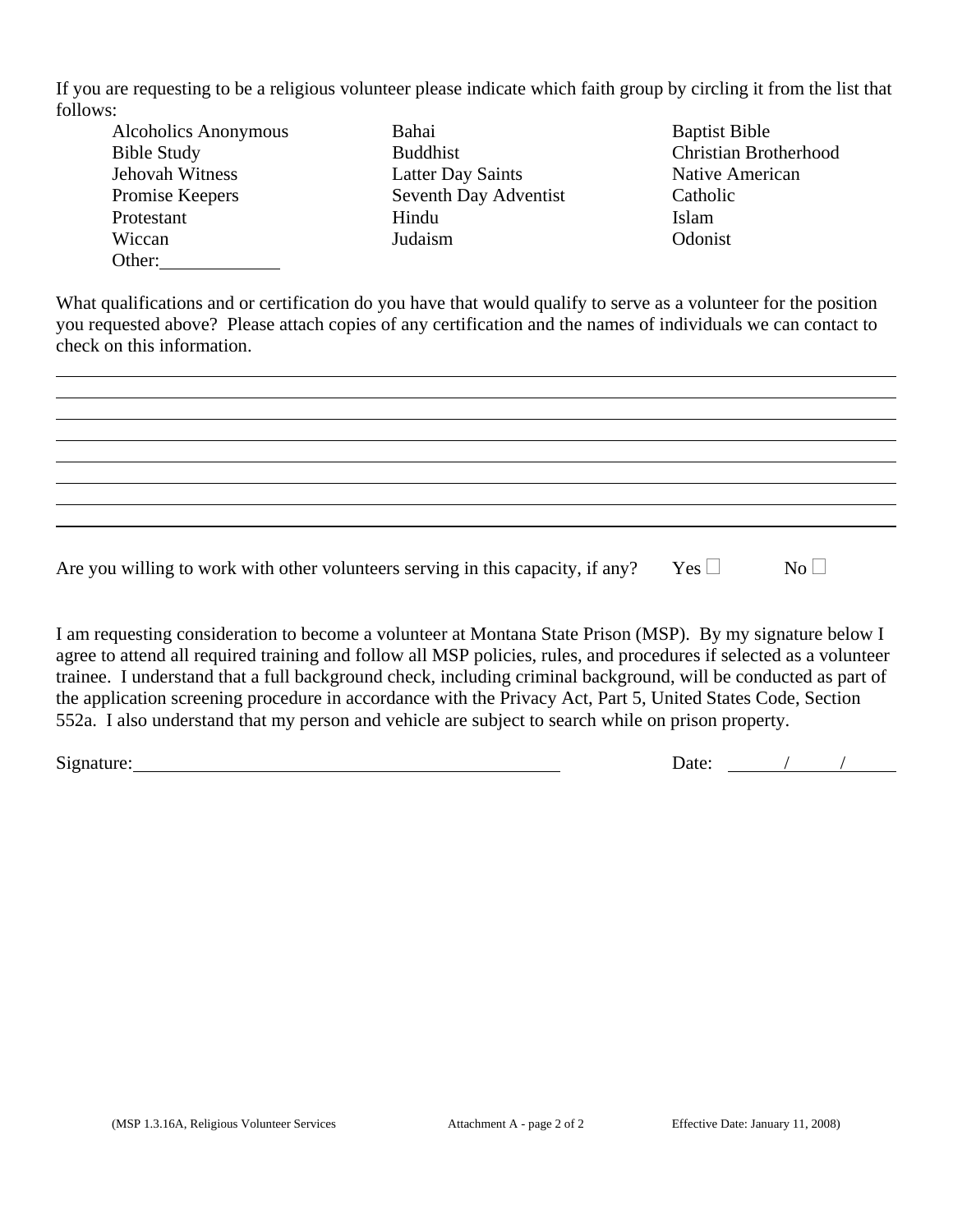If you are requesting to be a religious volunteer please indicate which faith group by circling it from the list that follows:

| | | |
|---|---|---|
| Alcoholics Anonymous | Bahai | Baptist Bible |
| Bible Study | Buddhist | Christian Brotherhood |
| Jehovah Witness | Latter Day Saints | Native American |
| Promise Keepers | Seventh Day Adventist | Catholic |
| Protestant | Hindu | Islam |
| Wiccan | Judaism | Odonist |
| Other:____________ | | |

What qualifications and or certification do you have that would qualify to serve as a volunteer for the position you requested above? Please attach copies of any certification and the names of individuals we can contact to check on this information.

______________________________________________________________________________

______________________________________________________________________________

______________________________________________________________________________

______________________________________________________________________________

______________________________________________________________________________

______________________________________________________________________________

______________________________________________________________________________

Are you willing to work with other volunteers serving in this capacity, if any? Yes ☐ No ☐

I am requesting consideration to become a volunteer at Montana State Prison (MSP). By my signature below I agree to attend all required training and follow all MSP policies, rules, and procedures if selected as a volunteer trainee. I understand that a full background check, including criminal background, will be conducted as part of the application screening procedure in accordance with the Privacy Act, Part 5, United States Code, Section 552a. I also understand that my person and vehicle are subject to search while on prison property.

Signature:________________________________________ Date: _____/_____/_____

(MSP 1.3.16A, Religious Volunteer Services Attachment A - page 2 of 2 Effective Date: January 11, 2008)